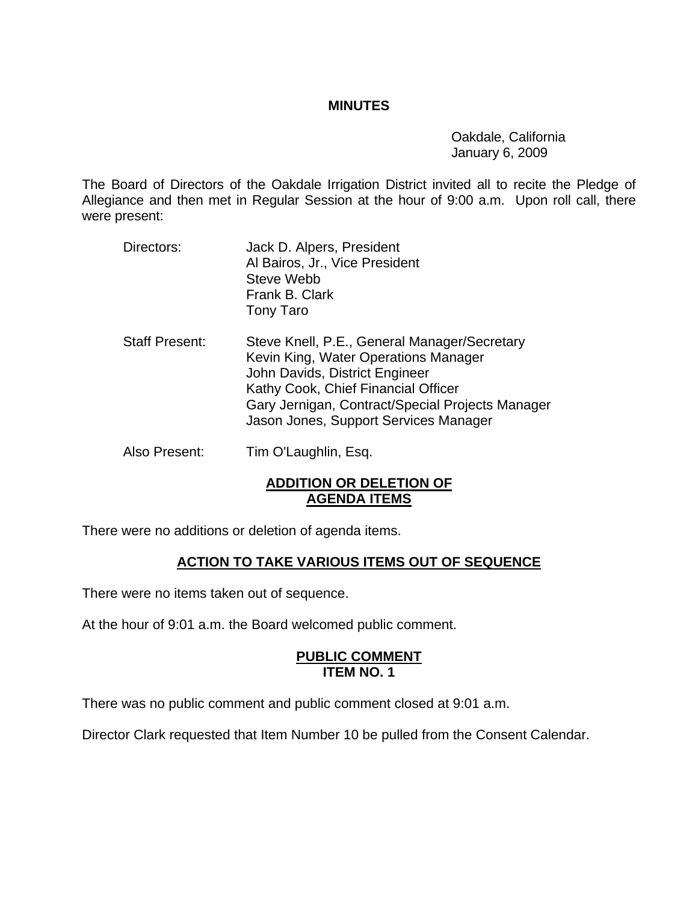# MINUTES

Oakdale, California
January 6, 2009

The Board of Directors of the Oakdale Irrigation District invited all to recite the Pledge of Allegiance and then met in Regular Session at the hour of 9:00 a.m. Upon roll call, there were present:

Directors:
Jack D. Alpers, President
Al Bairos, Jr., Vice President
Steve Webb
Frank B. Clark
Tony Taro

Staff Present:
Steve Knell, P.E., General Manager/Secretary
Kevin King, Water Operations Manager
John Davids, District Engineer
Kathy Cook, Chief Financial Officer
Gary Jernigan, Contract/Special Projects Manager
Jason Jones, Support Services Manager

Also Present:
Tim O'Laughlin, Esq.

## ADDITION OR DELETION OF AGENDA ITEMS

There were no additions or deletion of agenda items.

## ACTION TO TAKE VARIOUS ITEMS OUT OF SEQUENCE

There were no items taken out of sequence.

At the hour of 9:01 a.m. the Board welcomed public comment.

## PUBLIC COMMENT ITEM NO. 1

There was no public comment and public comment closed at 9:01 a.m.

Director Clark requested that Item Number 10 be pulled from the Consent Calendar.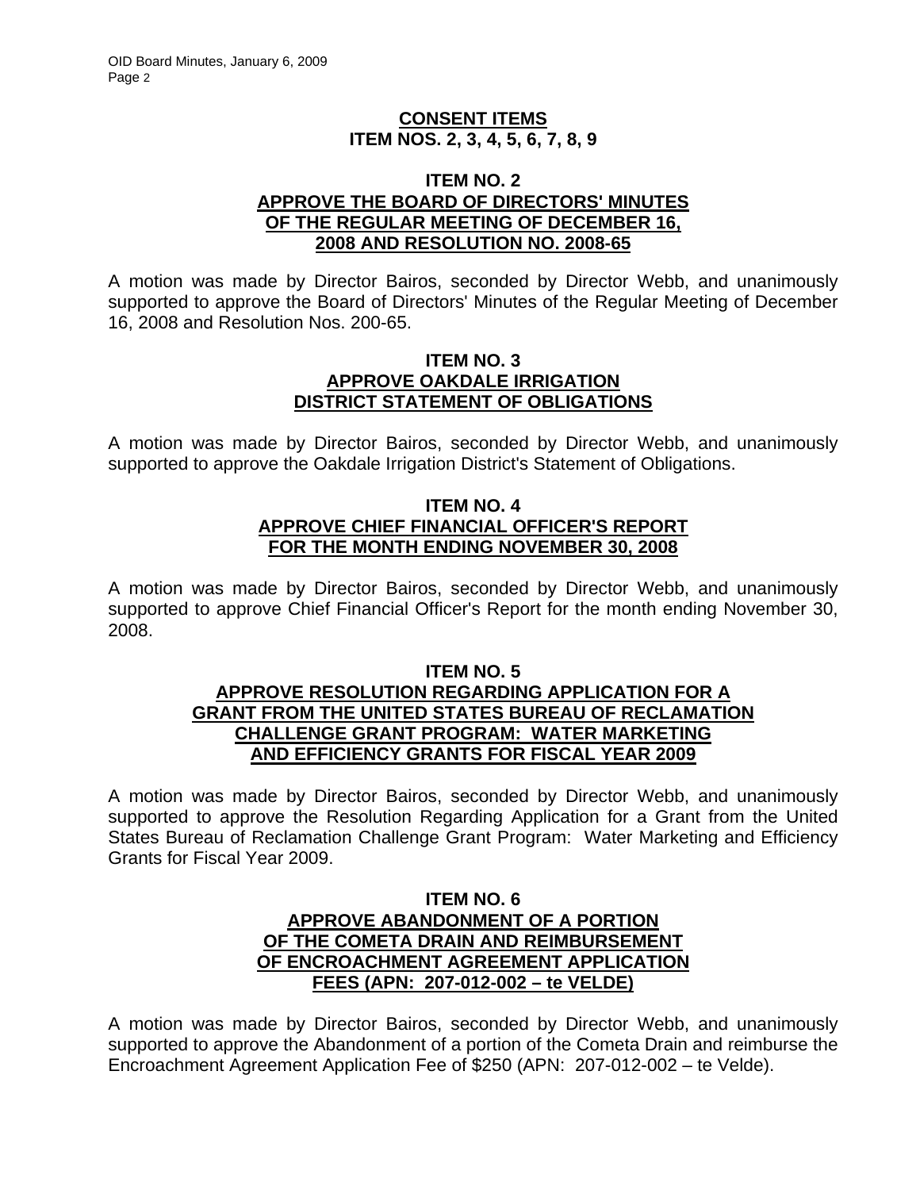## CONSENT ITEMS
## ITEM NOS. 2, 3, 4, 5, 6, 7, 8, 9

### ITEM NO. 2
### APPROVE THE BOARD OF DIRECTORS' MINUTES OF THE REGULAR MEETING OF DECEMBER 16, 2008 AND RESOLUTION NO. 2008-65

A motion was made by Director Bairos, seconded by Director Webb, and unanimously supported to approve the Board of Directors' Minutes of the Regular Meeting of December 16, 2008 and Resolution Nos. 200-65.

### ITEM NO. 3
### APPROVE OAKDALE IRRIGATION DISTRICT STATEMENT OF OBLIGATIONS

A motion was made by Director Bairos, seconded by Director Webb, and unanimously supported to approve the Oakdale Irrigation District's Statement of Obligations.

### ITEM NO. 4
### APPROVE CHIEF FINANCIAL OFFICER'S REPORT FOR THE MONTH ENDING NOVEMBER 30, 2008

A motion was made by Director Bairos, seconded by Director Webb, and unanimously supported to approve Chief Financial Officer's Report for the month ending November 30, 2008.

### ITEM NO. 5
### APPROVE RESOLUTION REGARDING APPLICATION FOR A GRANT FROM THE UNITED STATES BUREAU OF RECLAMATION CHALLENGE GRANT PROGRAM: WATER MARKETING AND EFFICIENCY GRANTS FOR FISCAL YEAR 2009

A motion was made by Director Bairos, seconded by Director Webb, and unanimously supported to approve the Resolution Regarding Application for a Grant from the United States Bureau of Reclamation Challenge Grant Program: Water Marketing and Efficiency Grants for Fiscal Year 2009.

### ITEM NO. 6
### APPROVE ABANDONMENT OF A PORTION OF THE COMETA DRAIN AND REIMBURSEMENT OF ENCROACHMENT AGREEMENT APPLICATION FEES (APN: 207-012-002 – te VELDE)

A motion was made by Director Bairos, seconded by Director Webb, and unanimously supported to approve the Abandonment of a portion of the Cometa Drain and reimburse the Encroachment Agreement Application Fee of $250 (APN: 207-012-002 – te Velde).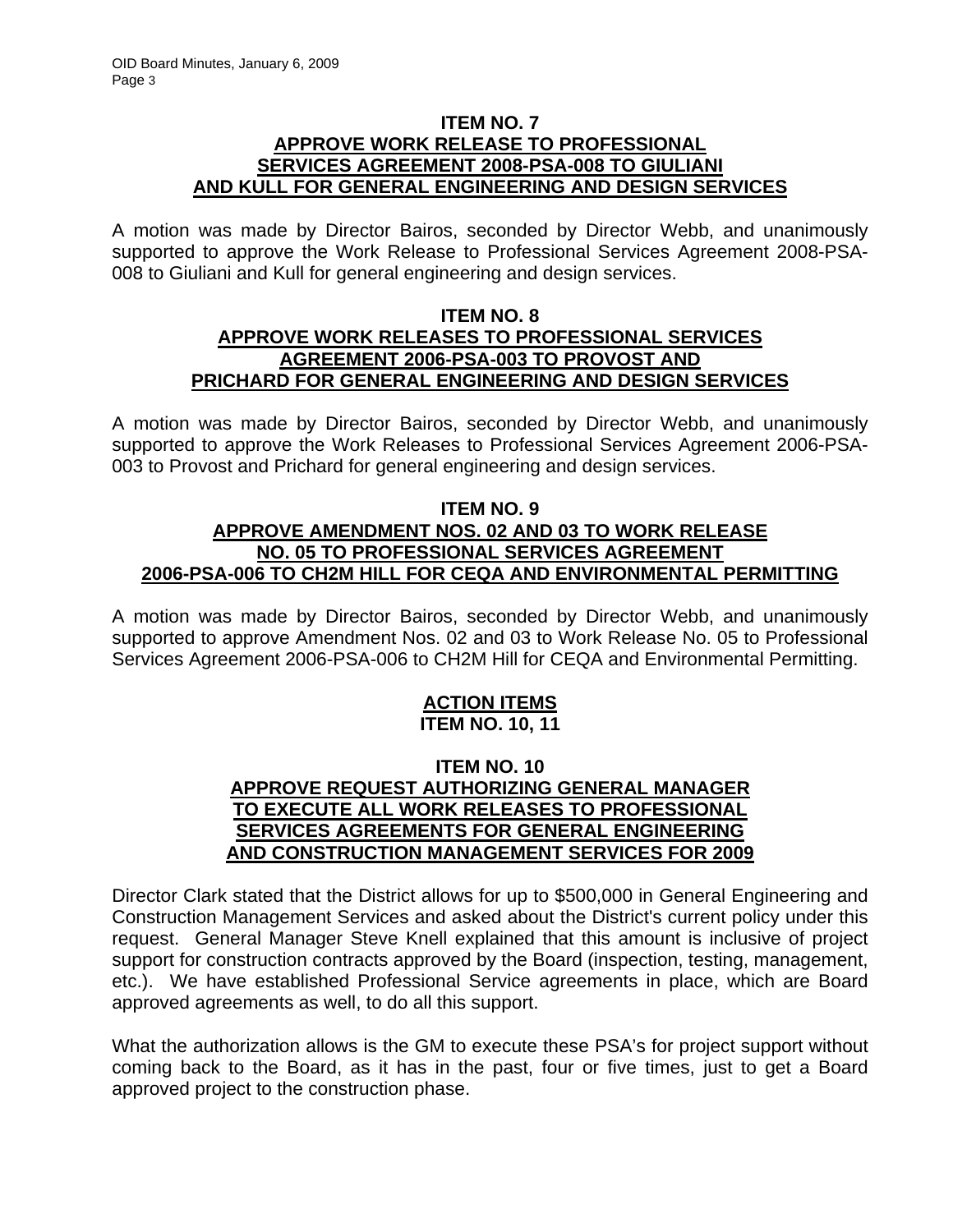### ITEM NO. 7
### APPROVE WORK RELEASE TO PROFESSIONAL SERVICES AGREEMENT 2008-PSA-008 TO GIULIANI AND KULL FOR GENERAL ENGINEERING AND DESIGN SERVICES

A motion was made by Director Bairos, seconded by Director Webb, and unanimously supported to approve the Work Release to Professional Services Agreement 2008-PSA-008 to Giuliani and Kull for general engineering and design services.

### ITEM NO. 8
### APPROVE WORK RELEASES TO PROFESSIONAL SERVICES AGREEMENT 2006-PSA-003 TO PROVOST AND PRICHARD FOR GENERAL ENGINEERING AND DESIGN SERVICES

A motion was made by Director Bairos, seconded by Director Webb, and unanimously supported to approve the Work Releases to Professional Services Agreement 2006-PSA-003 to Provost and Prichard for general engineering and design services.

### ITEM NO. 9
### APPROVE AMENDMENT NOS. 02 AND 03 TO WORK RELEASE NO. 05 TO PROFESSIONAL SERVICES AGREEMENT 2006-PSA-006 TO CH2M HILL FOR CEQA AND ENVIRONMENTAL PERMITTING

A motion was made by Director Bairos, seconded by Director Webb, and unanimously supported to approve Amendment Nos. 02 and 03 to Work Release No. 05 to Professional Services Agreement 2006-PSA-006 to CH2M Hill for CEQA and Environmental Permitting.

## ACTION ITEMS
## ITEM NO. 10, 11

### ITEM NO. 10
### APPROVE REQUEST AUTHORIZING GENERAL MANAGER TO EXECUTE ALL WORK RELEASES TO PROFESSIONAL SERVICES AGREEMENTS FOR GENERAL ENGINEERING AND CONSTRUCTION MANAGEMENT SERVICES FOR 2009

Director Clark stated that the District allows for up to $500,000 in General Engineering and Construction Management Services and asked about the District's current policy under this request. General Manager Steve Knell explained that this amount is inclusive of project support for construction contracts approved by the Board (inspection, testing, management, etc.). We have established Professional Service agreements in place, which are Board approved agreements as well, to do all this support.

What the authorization allows is the GM to execute these PSA's for project support without coming back to the Board, as it has in the past, four or five times, just to get a Board approved project to the construction phase.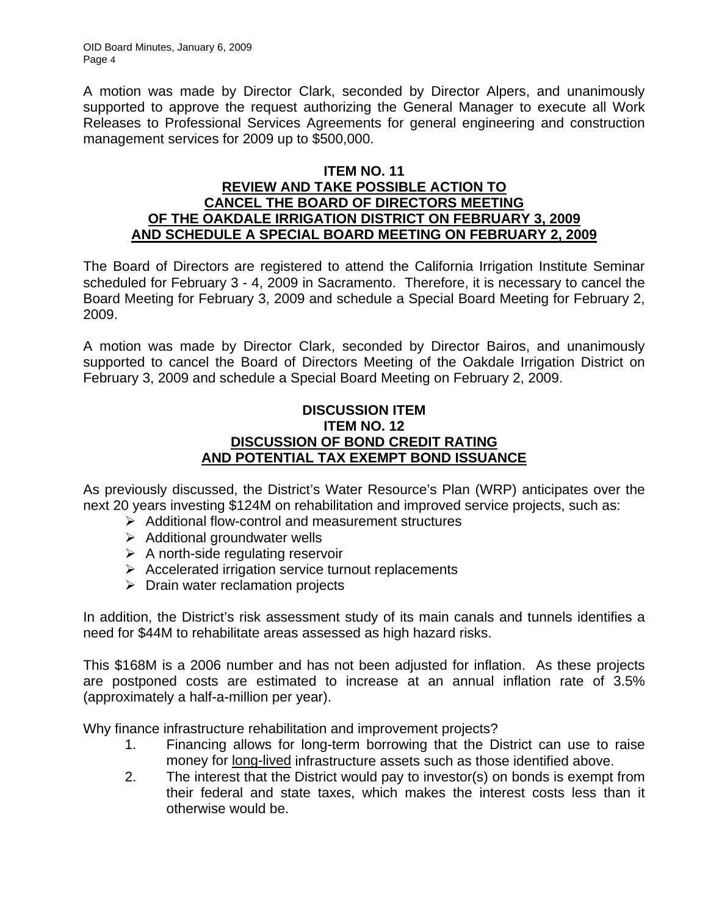A motion was made by Director Clark, seconded by Director Alpers, and unanimously supported to approve the request authorizing the General Manager to execute all Work Releases to Professional Services Agreements for general engineering and construction management services for 2009 up to $500,000.

**ITEM NO. 11**
**REVIEW AND TAKE POSSIBLE ACTION TO CANCEL THE BOARD OF DIRECTORS MEETING OF THE OAKDALE IRRIGATION DISTRICT ON FEBRUARY 3, 2009 AND SCHEDULE A SPECIAL BOARD MEETING ON FEBRUARY 2, 2009**

The Board of Directors are registered to attend the California Irrigation Institute Seminar scheduled for February 3 - 4, 2009 in Sacramento. Therefore, it is necessary to cancel the Board Meeting for February 3, 2009 and schedule a Special Board Meeting for February 2, 2009.

A motion was made by Director Clark, seconded by Director Bairos, and unanimously supported to cancel the Board of Directors Meeting of the Oakdale Irrigation District on February 3, 2009 and schedule a Special Board Meeting on February 2, 2009.

**DISCUSSION ITEM**
**ITEM NO. 12**
**DISCUSSION OF BOND CREDIT RATING AND POTENTIAL TAX EXEMPT BOND ISSUANCE**

As previously discussed, the District's Water Resource's Plan (WRP) anticipates over the next 20 years investing $124M on rehabilitation and improved service projects, such as:

- Additional flow-control and measurement structures
- Additional groundwater wells
- A north-side regulating reservoir
- Accelerated irrigation service turnout replacements
- Drain water reclamation projects

In addition, the District's risk assessment study of its main canals and tunnels identifies a need for $44M to rehabilitate areas assessed as high hazard risks.

This $168M is a 2006 number and has not been adjusted for inflation. As these projects are postponed costs are estimated to increase at an annual inflation rate of 3.5% (approximately a half-a-million per year).

Why finance infrastructure rehabilitation and improvement projects?

1. Financing allows for long-term borrowing that the District can use to raise money for long-lived infrastructure assets such as those identified above.
2. The interest that the District would pay to investor(s) on bonds is exempt from their federal and state taxes, which makes the interest costs less than it otherwise would be.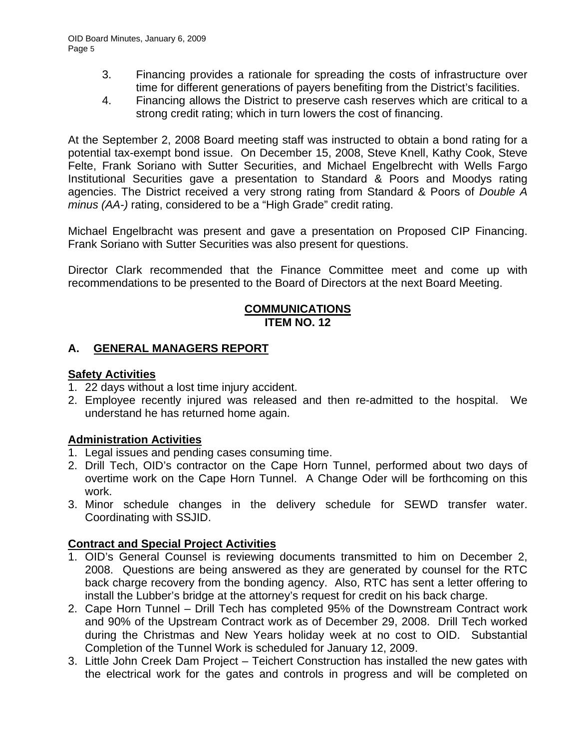3. Financing provides a rationale for spreading the costs of infrastructure over time for different generations of payers benefiting from the District's facilities.
4. Financing allows the District to preserve cash reserves which are critical to a strong credit rating; which in turn lowers the cost of financing.

At the September 2, 2008 Board meeting staff was instructed to obtain a bond rating for a potential tax-exempt bond issue. On December 15, 2008, Steve Knell, Kathy Cook, Steve Felte, Frank Soriano with Sutter Securities, and Michael Engelbrecht with Wells Fargo Institutional Securities gave a presentation to Standard & Poors and Moodys rating agencies. The District received a very strong rating from Standard & Poors of *Double A minus (AA-)* rating, considered to be a "High Grade" credit rating.

Michael Engelbracht was present and gave a presentation on Proposed CIP Financing. Frank Soriano with Sutter Securities was also present for questions.

Director Clark recommended that the Finance Committee meet and come up with recommendations to be presented to the Board of Directors at the next Board Meeting.

## COMMUNICATIONS
## ITEM NO. 12

### A. GENERAL MANAGERS REPORT

**Safety Activities**

1. 22 days without a lost time injury accident.
2. Employee recently injured was released and then re-admitted to the hospital. We understand he has returned home again.

**Administration Activities**

1. Legal issues and pending cases consuming time.
2. Drill Tech, OID's contractor on the Cape Horn Tunnel, performed about two days of overtime work on the Cape Horn Tunnel. A Change Oder will be forthcoming on this work.
3. Minor schedule changes in the delivery schedule for SEWD transfer water. Coordinating with SSJID.

**Contract and Special Project Activities**

1. OID's General Counsel is reviewing documents transmitted to him on December 2, 2008. Questions are being answered as they are generated by counsel for the RTC back charge recovery from the bonding agency. Also, RTC has sent a letter offering to install the Lubber's bridge at the attorney's request for credit on his back charge.
2. Cape Horn Tunnel – Drill Tech has completed 95% of the Downstream Contract work and 90% of the Upstream Contract work as of December 29, 2008. Drill Tech worked during the Christmas and New Years holiday week at no cost to OID. Substantial Completion of the Tunnel Work is scheduled for January 12, 2009.
3. Little John Creek Dam Project – Teichert Construction has installed the new gates with the electrical work for the gates and controls in progress and will be completed on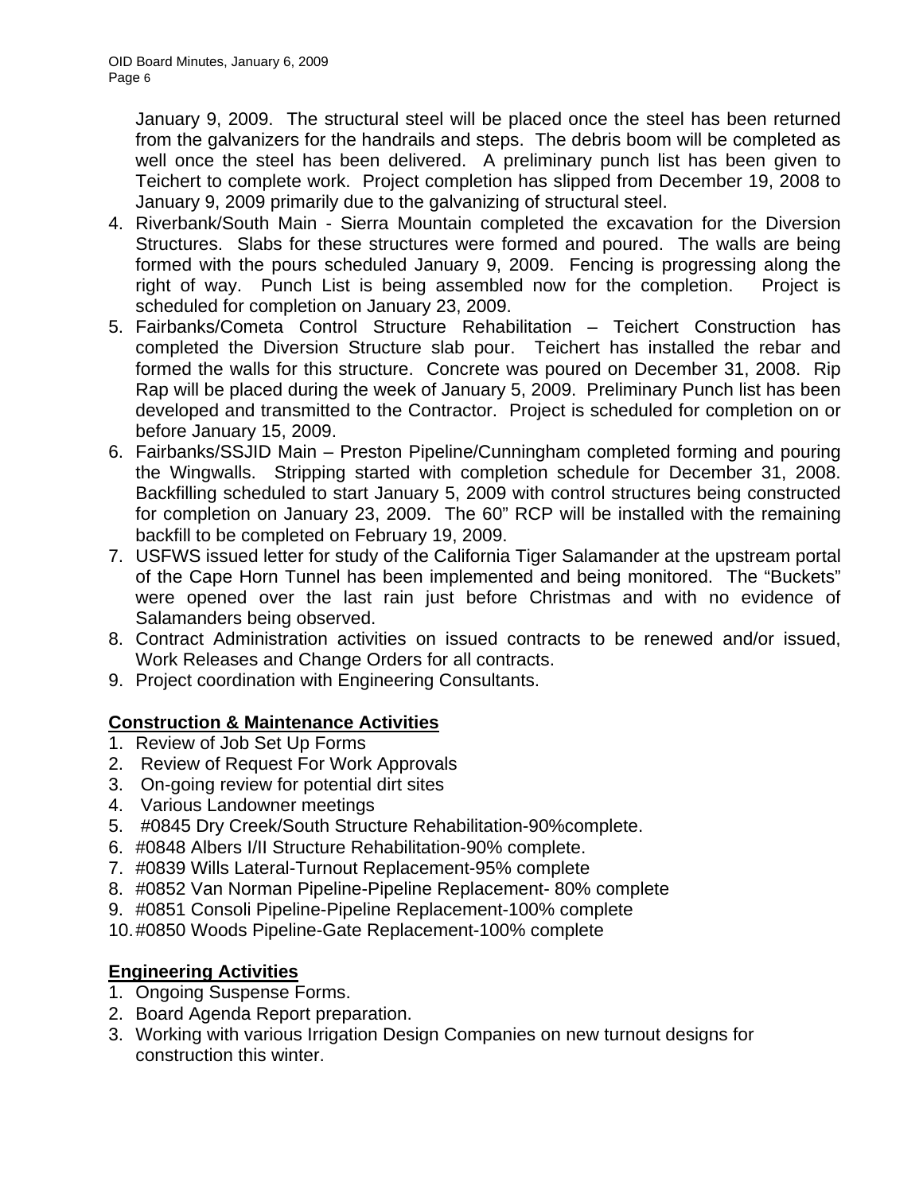January 9, 2009. The structural steel will be placed once the steel has been returned from the galvanizers for the handrails and steps. The debris boom will be completed as well once the steel has been delivered. A preliminary punch list has been given to Teichert to complete work. Project completion has slipped from December 19, 2008 to January 9, 2009 primarily due to the galvanizing of structural steel.

4. Riverbank/South Main - Sierra Mountain completed the excavation for the Diversion Structures. Slabs for these structures were formed and poured. The walls are being formed with the pours scheduled January 9, 2009. Fencing is progressing along the right of way. Punch List is being assembled now for the completion. Project is scheduled for completion on January 23, 2009.
5. Fairbanks/Cometa Control Structure Rehabilitation – Teichert Construction has completed the Diversion Structure slab pour. Teichert has installed the rebar and formed the walls for this structure. Concrete was poured on December 31, 2008. Rip Rap will be placed during the week of January 5, 2009. Preliminary Punch list has been developed and transmitted to the Contractor. Project is scheduled for completion on or before January 15, 2009.
6. Fairbanks/SSJID Main – Preston Pipeline/Cunningham completed forming and pouring the Wingwalls. Stripping started with completion schedule for December 31, 2008. Backfilling scheduled to start January 5, 2009 with control structures being constructed for completion on January 23, 2009. The 60" RCP will be installed with the remaining backfill to be completed on February 19, 2009.
7. USFWS issued letter for study of the California Tiger Salamander at the upstream portal of the Cape Horn Tunnel has been implemented and being monitored. The "Buckets" were opened over the last rain just before Christmas and with no evidence of Salamanders being observed.
8. Contract Administration activities on issued contracts to be renewed and/or issued, Work Releases and Change Orders for all contracts.
9. Project coordination with Engineering Consultants.

**Construction & Maintenance Activities**

1. Review of Job Set Up Forms
2. Review of Request For Work Approvals
3. On-going review for potential dirt sites
4. Various Landowner meetings
5. #0845 Dry Creek/South Structure Rehabilitation-90%complete.
6. #0848 Albers I/II Structure Rehabilitation-90% complete.
7. #0839 Wills Lateral-Turnout Replacement-95% complete
8. #0852 Van Norman Pipeline-Pipeline Replacement- 80% complete
9. #0851 Consoli Pipeline-Pipeline Replacement-100% complete
10. #0850 Woods Pipeline-Gate Replacement-100% complete

**Engineering Activities**

1. Ongoing Suspense Forms.
2. Board Agenda Report preparation.
3. Working with various Irrigation Design Companies on new turnout designs for construction this winter.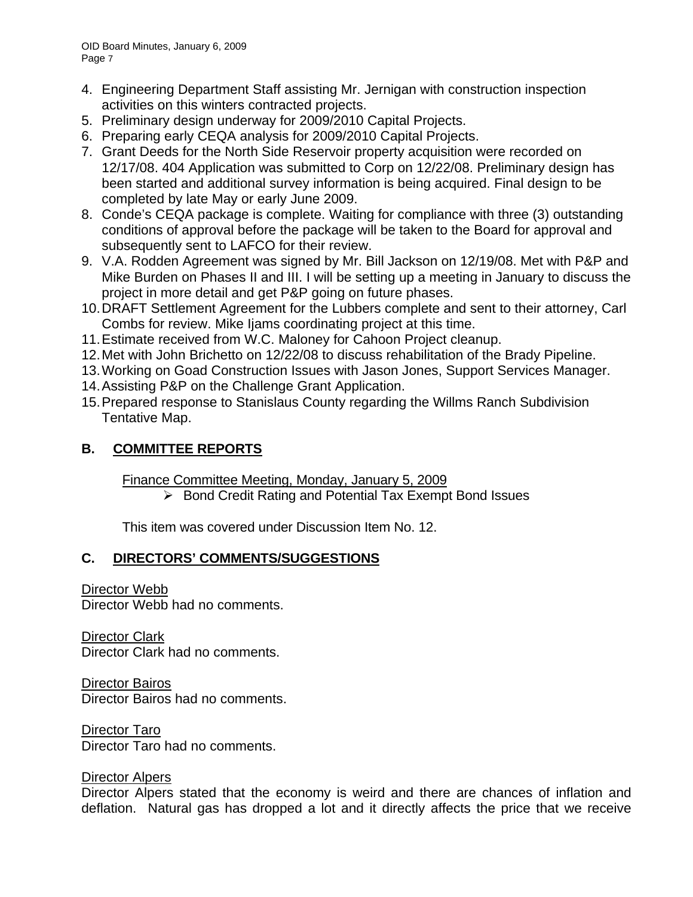4. Engineering Department Staff assisting Mr. Jernigan with construction inspection activities on this winters contracted projects.
5. Preliminary design underway for 2009/2010 Capital Projects.
6. Preparing early CEQA analysis for 2009/2010 Capital Projects.
7. Grant Deeds for the North Side Reservoir property acquisition were recorded on 12/17/08. 404 Application was submitted to Corp on 12/22/08. Preliminary design has been started and additional survey information is being acquired. Final design to be completed by late May or early June 2009.
8. Conde's CEQA package is complete. Waiting for compliance with three (3) outstanding conditions of approval before the package will be taken to the Board for approval and subsequently sent to LAFCO for their review.
9. V.A. Rodden Agreement was signed by Mr. Bill Jackson on 12/19/08. Met with P&P and Mike Burden on Phases II and III. I will be setting up a meeting in January to discuss the project in more detail and get P&P going on future phases.
10. DRAFT Settlement Agreement for the Lubbers complete and sent to their attorney, Carl Combs for review. Mike Ijams coordinating project at this time.
11. Estimate received from W.C. Maloney for Cahoon Project cleanup.
12. Met with John Brichetto on 12/22/08 to discuss rehabilitation of the Brady Pipeline.
13. Working on Goad Construction Issues with Jason Jones, Support Services Manager.
14. Assisting P&P on the Challenge Grant Application.
15. Prepared response to Stanislaus County regarding the Willms Ranch Subdivision Tentative Map.

## B. COMMITTEE REPORTS

Finance Committee Meeting, Monday, January 5, 2009

- Bond Credit Rating and Potential Tax Exempt Bond Issues

This item was covered under Discussion Item No. 12.

## C. DIRECTORS' COMMENTS/SUGGESTIONS

Director Webb
Director Webb had no comments.

Director Clark
Director Clark had no comments.

Director Bairos
Director Bairos had no comments.

Director Taro
Director Taro had no comments.

Director Alpers
Director Alpers stated that the economy is weird and there are chances of inflation and deflation. Natural gas has dropped a lot and it directly affects the price that we receive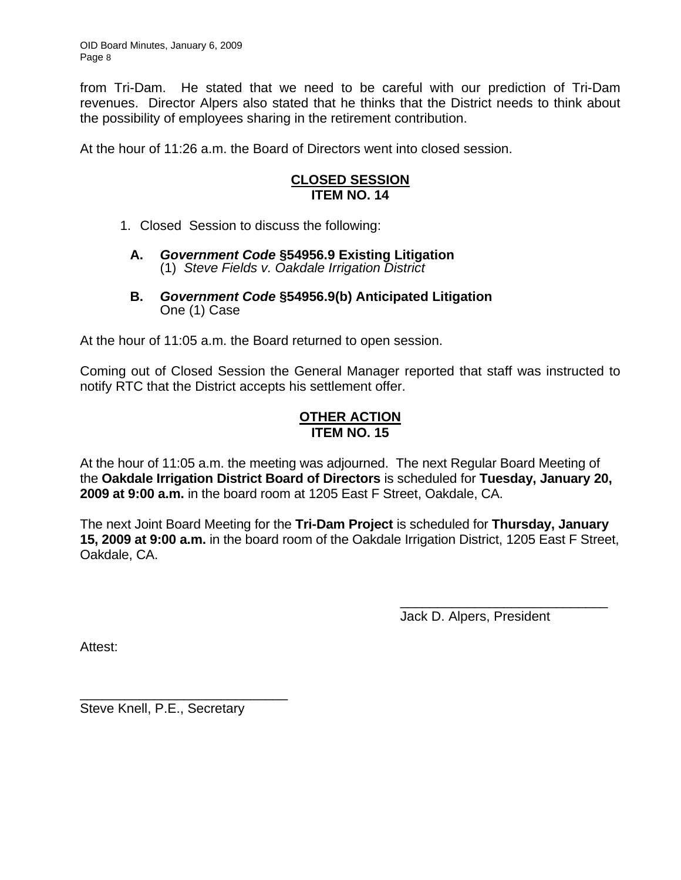from Tri-Dam. He stated that we need to be careful with our prediction of Tri-Dam revenues. Director Alpers also stated that he thinks that the District needs to think about the possibility of employees sharing in the retirement contribution.

At the hour of 11:26 a.m. the Board of Directors went into closed session.

**CLOSED SESSION**
**ITEM NO. 14**

1. Closed Session to discuss the following:

   **A.** ***Government Code* §54956.9 Existing Litigation**
   (1) *Steve Fields v. Oakdale Irrigation District*

   **B.** ***Government Code* §54956.9(b) Anticipated Litigation**
   One (1) Case

At the hour of 11:05 a.m. the Board returned to open session.

Coming out of Closed Session the General Manager reported that staff was instructed to notify RTC that the District accepts his settlement offer.

**OTHER ACTION**
**ITEM NO. 15**

At the hour of 11:05 a.m. the meeting was adjourned. The next Regular Board Meeting of the **Oakdale Irrigation District Board of Directors** is scheduled for **Tuesday, January 20, 2009 at 9:00 a.m.** in the board room at 1205 East F Street, Oakdale, CA.

The next Joint Board Meeting for the **Tri-Dam Project** is scheduled for **Thursday, January 15, 2009 at 9:00 a.m.** in the board room of the Oakdale Irrigation District, 1205 East F Street, Oakdale, CA.

____________________________
Jack D. Alpers, President

Attest:

____________________________
Steve Knell, P.E., Secretary